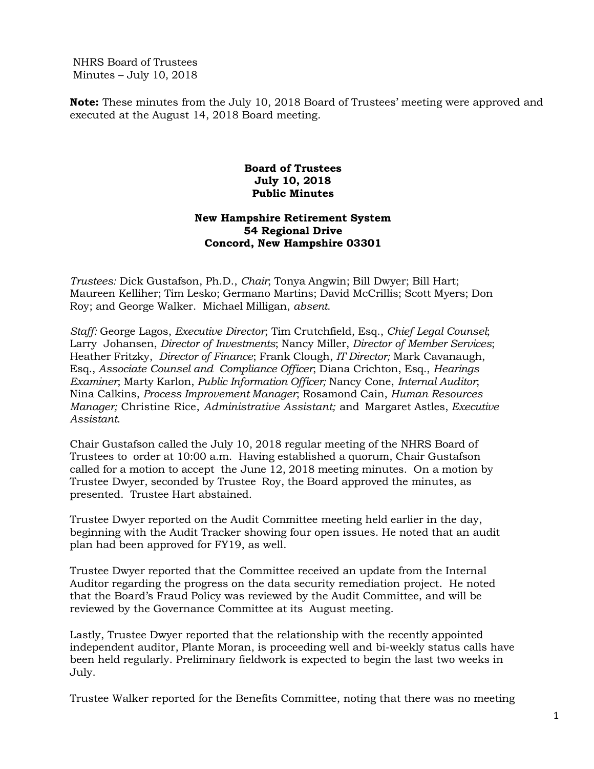NHRS Board of Trustees
Minutes – July 10, 2018

**Note:** These minutes from the July 10, 2018 Board of Trustees' meeting were approved and executed at the August 14, 2018 Board meeting.

**Board of Trustees**
**July 10, 2018**
**Public Minutes**

**New Hampshire Retirement System**
**54 Regional Drive**
**Concord, New Hampshire 03301**

*Trustees:* Dick Gustafson, Ph.D., *Chair*; Tonya Angwin; Bill Dwyer; Bill Hart; Maureen Kelliher; Tim Lesko; Germano Martins; David McCrillis; Scott Myers; Don Roy; and George Walker. Michael Milligan, *absent*.

*Staff:* George Lagos, *Executive Director*; Tim Crutchfield, Esq., *Chief Legal Counsel*; Larry Johansen, *Director of Investments*; Nancy Miller, *Director of Member Services*; Heather Fritzky, *Director of Finance*; Frank Clough, *IT Director;* Mark Cavanaugh, Esq., *Associate Counsel and Compliance Officer*; Diana Crichton, Esq., *Hearings Examiner*; Marty Karlon, *Public Information Officer;* Nancy Cone, *Internal Auditor*; Nina Calkins, *Process Improvement Manager*; Rosamond Cain, *Human Resources Manager;* Christine Rice, *Administrative Assistant;* and Margaret Astles, *Executive Assistant*.

Chair Gustafson called the July 10, 2018 regular meeting of the NHRS Board of Trustees to order at 10:00 a.m. Having established a quorum, Chair Gustafson called for a motion to accept the June 12, 2018 meeting minutes. On a motion by Trustee Dwyer, seconded by Trustee Roy, the Board approved the minutes, as presented. Trustee Hart abstained.

Trustee Dwyer reported on the Audit Committee meeting held earlier in the day, beginning with the Audit Tracker showing four open issues. He noted that an audit plan had been approved for FY19, as well.

Trustee Dwyer reported that the Committee received an update from the Internal Auditor regarding the progress on the data security remediation project. He noted that the Board's Fraud Policy was reviewed by the Audit Committee, and will be reviewed by the Governance Committee at its August meeting.

Lastly, Trustee Dwyer reported that the relationship with the recently appointed independent auditor, Plante Moran, is proceeding well and bi-weekly status calls have been held regularly. Preliminary fieldwork is expected to begin the last two weeks in July.

Trustee Walker reported for the Benefits Committee, noting that there was no meeting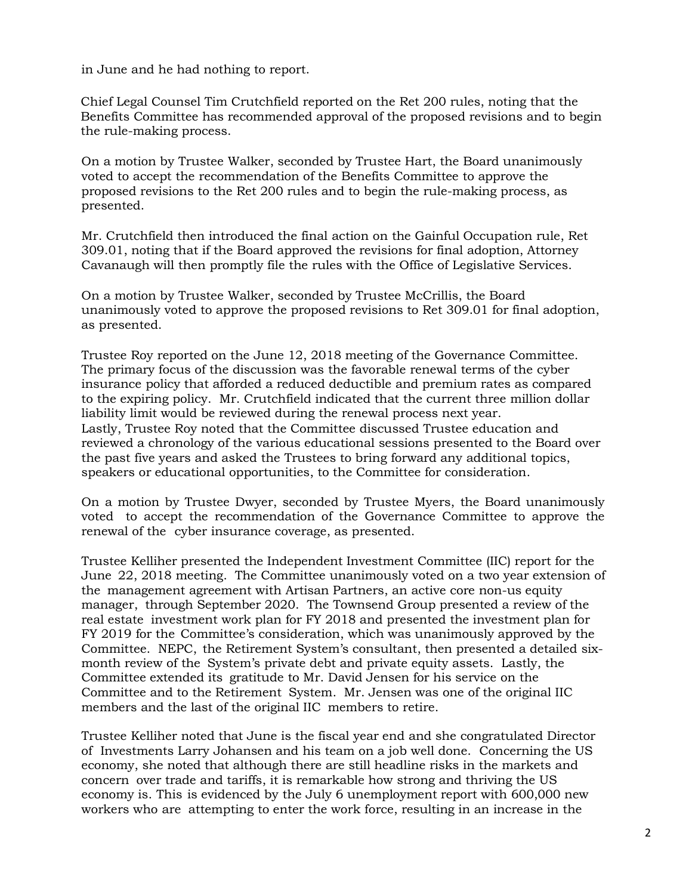in June and he had nothing to report.

Chief Legal Counsel Tim Crutchfield reported on the Ret 200 rules, noting that the Benefits Committee has recommended approval of the proposed revisions and to begin the rule-making process.

On a motion by Trustee Walker, seconded by Trustee Hart, the Board unanimously voted to accept the recommendation of the Benefits Committee to approve the proposed revisions to the Ret 200 rules and to begin the rule-making process, as presented.

Mr. Crutchfield then introduced the final action on the Gainful Occupation rule, Ret 309.01, noting that if the Board approved the revisions for final adoption, Attorney Cavanaugh will then promptly file the rules with the Office of Legislative Services.

On a motion by Trustee Walker, seconded by Trustee McCrillis, the Board unanimously voted to approve the proposed revisions to Ret 309.01 for final adoption, as presented.

Trustee Roy reported on the June 12, 2018 meeting of the Governance Committee. The primary focus of the discussion was the favorable renewal terms of the cyber insurance policy that afforded a reduced deductible and premium rates as compared to the expiring policy. Mr. Crutchfield indicated that the current three million dollar liability limit would be reviewed during the renewal process next year. Lastly, Trustee Roy noted that the Committee discussed Trustee education and reviewed a chronology of the various educational sessions presented to the Board over the past five years and asked the Trustees to bring forward any additional topics, speakers or educational opportunities, to the Committee for consideration.

On a motion by Trustee Dwyer, seconded by Trustee Myers, the Board unanimously voted to accept the recommendation of the Governance Committee to approve the renewal of the cyber insurance coverage, as presented.

Trustee Kelliher presented the Independent Investment Committee (IIC) report for the June 22, 2018 meeting. The Committee unanimously voted on a two year extension of the management agreement with Artisan Partners, an active core non-us equity manager, through September 2020. The Townsend Group presented a review of the real estate investment work plan for FY 2018 and presented the investment plan for FY 2019 for the Committee's consideration, which was unanimously approved by the Committee. NEPC, the Retirement System's consultant, then presented a detailed six-month review of the System's private debt and private equity assets. Lastly, the Committee extended its gratitude to Mr. David Jensen for his service on the Committee and to the Retirement System. Mr. Jensen was one of the original IIC members and the last of the original IIC members to retire.

Trustee Kelliher noted that June is the fiscal year end and she congratulated Director of Investments Larry Johansen and his team on a job well done. Concerning the US economy, she noted that although there are still headline risks in the markets and concern over trade and tariffs, it is remarkable how strong and thriving the US economy is. This is evidenced by the July 6 unemployment report with 600,000 new workers who are attempting to enter the work force, resulting in an increase in the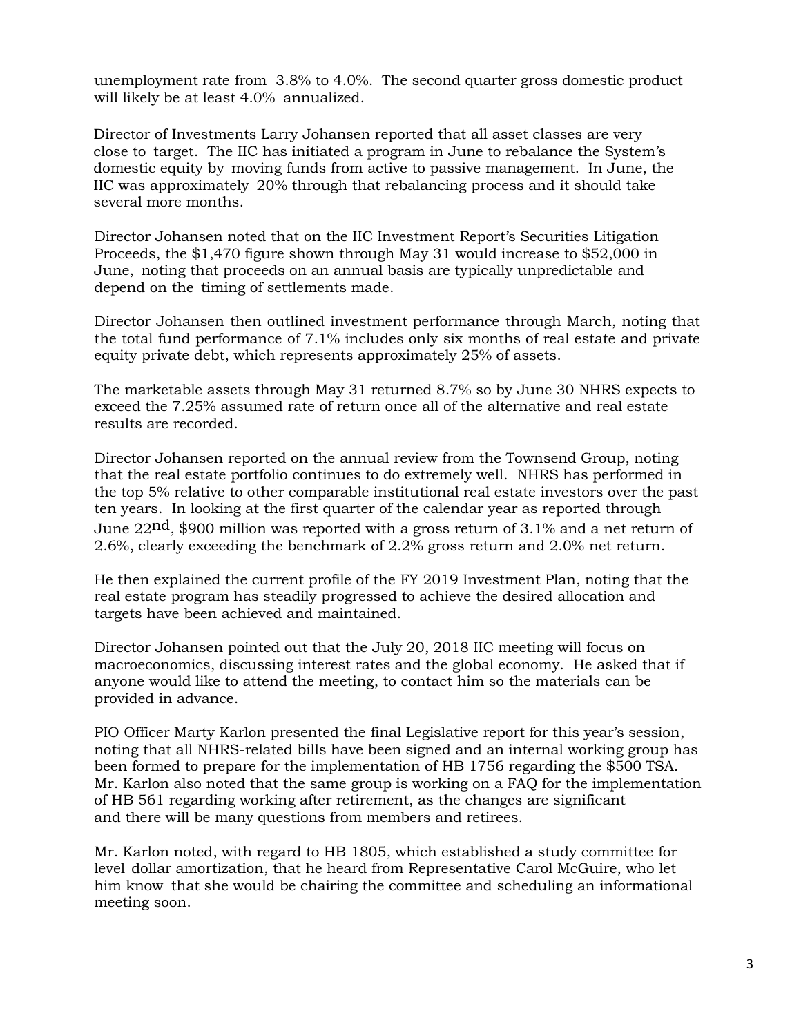unemployment rate from 3.8% to 4.0%. The second quarter gross domestic product will likely be at least 4.0% annualized.

Director of Investments Larry Johansen reported that all asset classes are very close to target. The IIC has initiated a program in June to rebalance the System's domestic equity by moving funds from active to passive management. In June, the IIC was approximately 20% through that rebalancing process and it should take several more months.

Director Johansen noted that on the IIC Investment Report's Securities Litigation Proceeds, the $1,470 figure shown through May 31 would increase to $52,000 in June, noting that proceeds on an annual basis are typically unpredictable and depend on the timing of settlements made.

Director Johansen then outlined investment performance through March, noting that the total fund performance of 7.1% includes only six months of real estate and private equity private debt, which represents approximately 25% of assets.

The marketable assets through May 31 returned 8.7% so by June 30 NHRS expects to exceed the 7.25% assumed rate of return once all of the alternative and real estate results are recorded.

Director Johansen reported on the annual review from the Townsend Group, noting that the real estate portfolio continues to do extremely well. NHRS has performed in the top 5% relative to other comparable institutional real estate investors over the past ten years. In looking at the first quarter of the calendar year as reported through June 22nd, $900 million was reported with a gross return of 3.1% and a net return of 2.6%, clearly exceeding the benchmark of 2.2% gross return and 2.0% net return.

He then explained the current profile of the FY 2019 Investment Plan, noting that the real estate program has steadily progressed to achieve the desired allocation and targets have been achieved and maintained.

Director Johansen pointed out that the July 20, 2018 IIC meeting will focus on macroeconomics, discussing interest rates and the global economy. He asked that if anyone would like to attend the meeting, to contact him so the materials can be provided in advance.

PIO Officer Marty Karlon presented the final Legislative report for this year's session, noting that all NHRS-related bills have been signed and an internal working group has been formed to prepare for the implementation of HB 1756 regarding the $500 TSA. Mr. Karlon also noted that the same group is working on a FAQ for the implementation of HB 561 regarding working after retirement, as the changes are significant and there will be many questions from members and retirees.

Mr. Karlon noted, with regard to HB 1805, which established a study committee for level dollar amortization, that he heard from Representative Carol McGuire, who let him know that she would be chairing the committee and scheduling an informational meeting soon.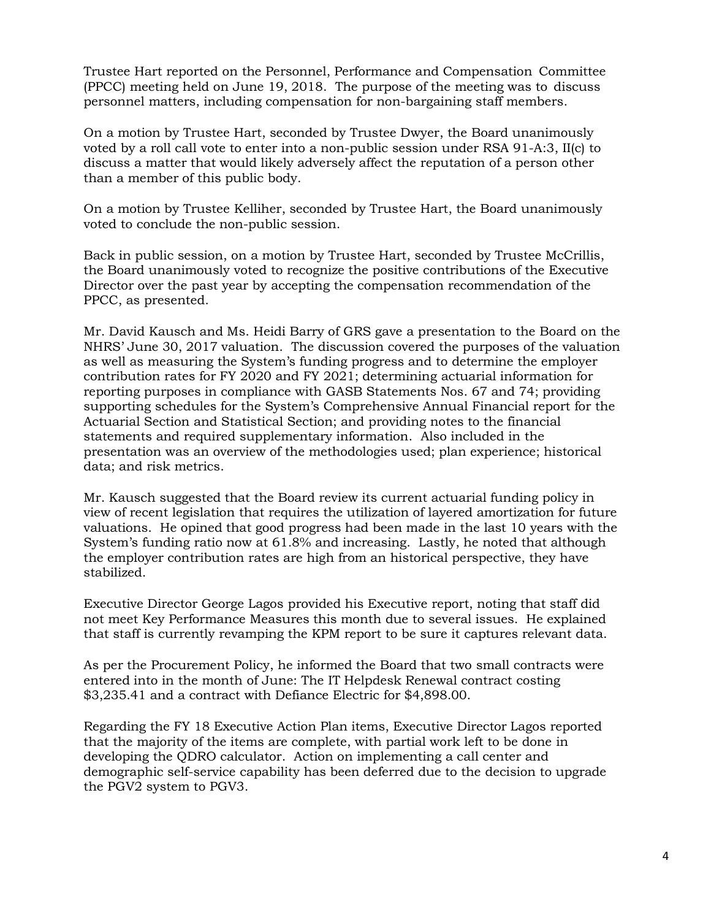Trustee Hart reported on the Personnel, Performance and Compensation Committee (PPCC) meeting held on June 19, 2018. The purpose of the meeting was to discuss personnel matters, including compensation for non-bargaining staff members.

On a motion by Trustee Hart, seconded by Trustee Dwyer, the Board unanimously voted by a roll call vote to enter into a non-public session under RSA 91-A:3, II(c) to discuss a matter that would likely adversely affect the reputation of a person other than a member of this public body.

On a motion by Trustee Kelliher, seconded by Trustee Hart, the Board unanimously voted to conclude the non-public session.

Back in public session, on a motion by Trustee Hart, seconded by Trustee McCrillis, the Board unanimously voted to recognize the positive contributions of the Executive Director over the past year by accepting the compensation recommendation of the PPCC, as presented.

Mr. David Kausch and Ms. Heidi Barry of GRS gave a presentation to the Board on the NHRS' June 30, 2017 valuation. The discussion covered the purposes of the valuation as well as measuring the System's funding progress and to determine the employer contribution rates for FY 2020 and FY 2021; determining actuarial information for reporting purposes in compliance with GASB Statements Nos. 67 and 74; providing supporting schedules for the System's Comprehensive Annual Financial report for the Actuarial Section and Statistical Section; and providing notes to the financial statements and required supplementary information. Also included in the presentation was an overview of the methodologies used; plan experience; historical data; and risk metrics.

Mr. Kausch suggested that the Board review its current actuarial funding policy in view of recent legislation that requires the utilization of layered amortization for future valuations. He opined that good progress had been made in the last 10 years with the System's funding ratio now at 61.8% and increasing. Lastly, he noted that although the employer contribution rates are high from an historical perspective, they have stabilized.

Executive Director George Lagos provided his Executive report, noting that staff did not meet Key Performance Measures this month due to several issues. He explained that staff is currently revamping the KPM report to be sure it captures relevant data.

As per the Procurement Policy, he informed the Board that two small contracts were entered into in the month of June: The IT Helpdesk Renewal contract costing $3,235.41 and a contract with Defiance Electric for $4,898.00.

Regarding the FY 18 Executive Action Plan items, Executive Director Lagos reported that the majority of the items are complete, with partial work left to be done in developing the QDRO calculator. Action on implementing a call center and demographic self-service capability has been deferred due to the decision to upgrade the PGV2 system to PGV3.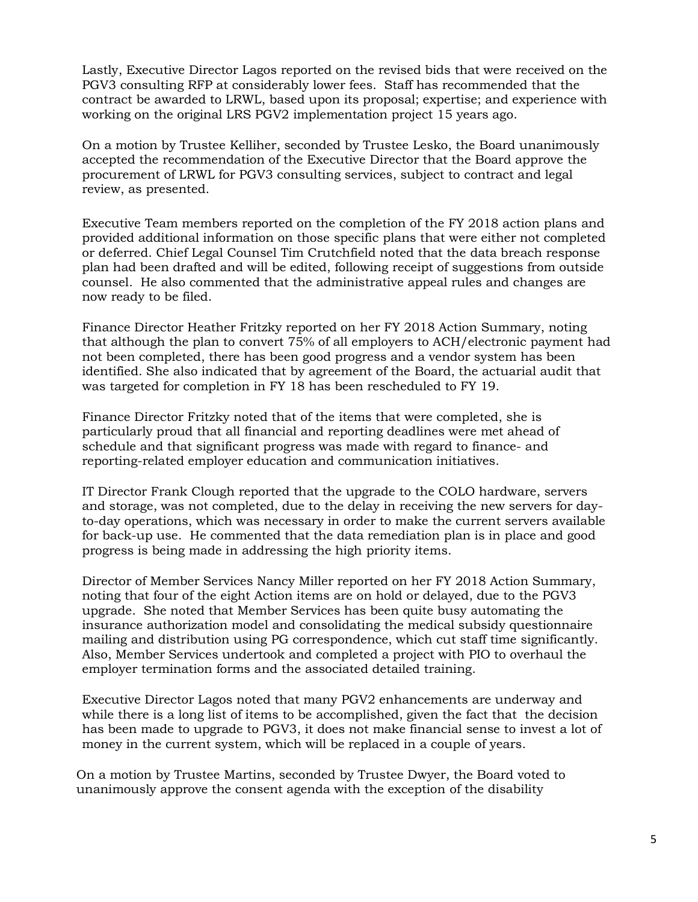Lastly, Executive Director Lagos reported on the revised bids that were received on the PGV3 consulting RFP at considerably lower fees. Staff has recommended that the contract be awarded to LRWL, based upon its proposal; expertise; and experience with working on the original LRS PGV2 implementation project 15 years ago.

On a motion by Trustee Kelliher, seconded by Trustee Lesko, the Board unanimously accepted the recommendation of the Executive Director that the Board approve the procurement of LRWL for PGV3 consulting services, subject to contract and legal review, as presented.

Executive Team members reported on the completion of the FY 2018 action plans and provided additional information on those specific plans that were either not completed or deferred. Chief Legal Counsel Tim Crutchfield noted that the data breach response plan had been drafted and will be edited, following receipt of suggestions from outside counsel. He also commented that the administrative appeal rules and changes are now ready to be filed.

Finance Director Heather Fritzky reported on her FY 2018 Action Summary, noting that although the plan to convert 75% of all employers to ACH/electronic payment had not been completed, there has been good progress and a vendor system has been identified. She also indicated that by agreement of the Board, the actuarial audit that was targeted for completion in FY 18 has been rescheduled to FY 19.

Finance Director Fritzky noted that of the items that were completed, she is particularly proud that all financial and reporting deadlines were met ahead of schedule and that significant progress was made with regard to finance- and reporting-related employer education and communication initiatives.

IT Director Frank Clough reported that the upgrade to the COLO hardware, servers and storage, was not completed, due to the delay in receiving the new servers for day-to-day operations, which was necessary in order to make the current servers available for back-up use. He commented that the data remediation plan is in place and good progress is being made in addressing the high priority items.

Director of Member Services Nancy Miller reported on her FY 2018 Action Summary, noting that four of the eight Action items are on hold or delayed, due to the PGV3 upgrade. She noted that Member Services has been quite busy automating the insurance authorization model and consolidating the medical subsidy questionnaire mailing and distribution using PG correspondence, which cut staff time significantly. Also, Member Services undertook and completed a project with PIO to overhaul the employer termination forms and the associated detailed training.

Executive Director Lagos noted that many PGV2 enhancements are underway and while there is a long list of items to be accomplished, given the fact that the decision has been made to upgrade to PGV3, it does not make financial sense to invest a lot of money in the current system, which will be replaced in a couple of years.

On a motion by Trustee Martins, seconded by Trustee Dwyer, the Board voted to unanimously approve the consent agenda with the exception of the disability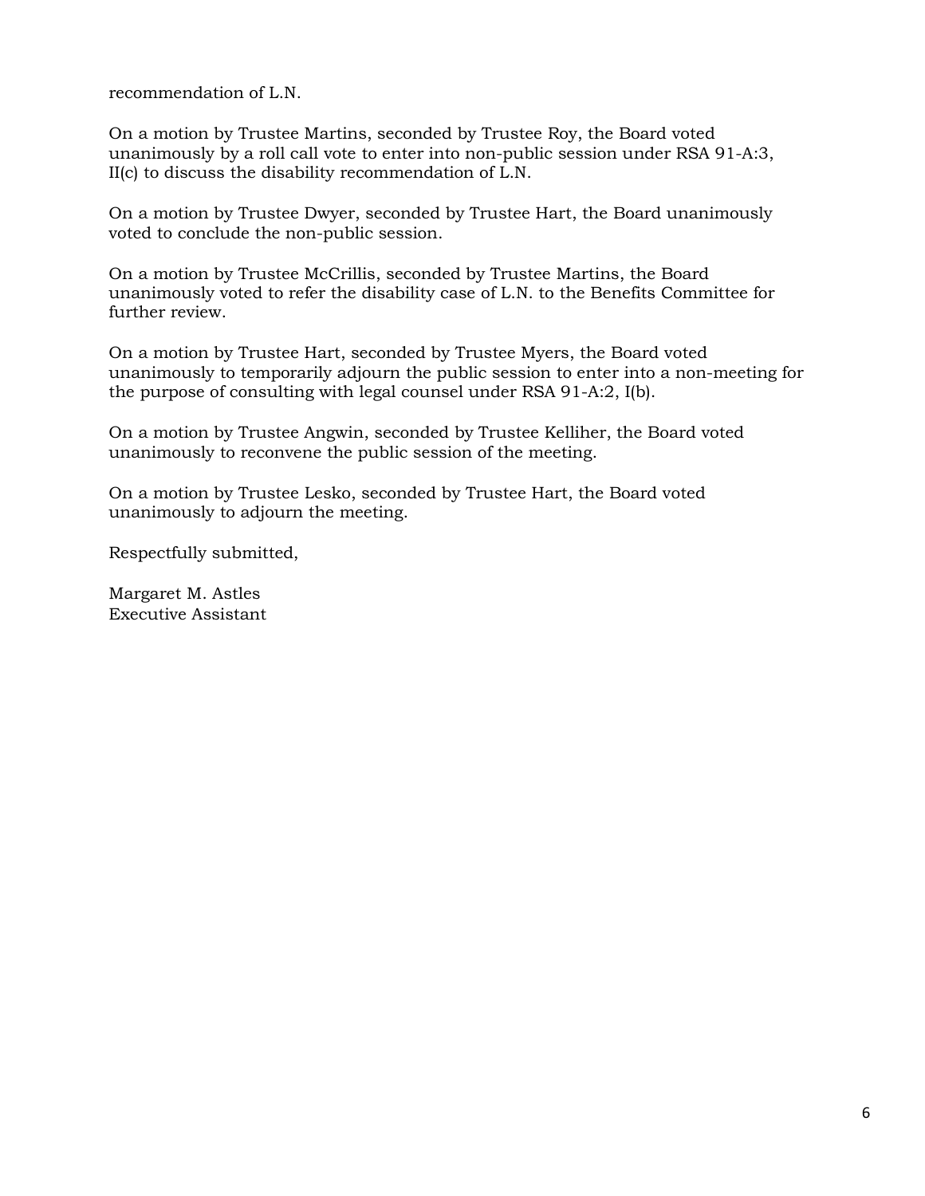recommendation of L.N.

On a motion by Trustee Martins, seconded by Trustee Roy, the Board voted unanimously by a roll call vote to enter into non-public session under RSA 91-A:3, II(c) to discuss the disability recommendation of L.N.

On a motion by Trustee Dwyer, seconded by Trustee Hart, the Board unanimously voted to conclude the non-public session.

On a motion by Trustee McCrillis, seconded by Trustee Martins, the Board unanimously voted to refer the disability case of L.N. to the Benefits Committee for further review.

On a motion by Trustee Hart, seconded by Trustee Myers, the Board voted unanimously to temporarily adjourn the public session to enter into a non-meeting for the purpose of consulting with legal counsel under RSA 91-A:2, I(b).

On a motion by Trustee Angwin, seconded by Trustee Kelliher, the Board voted unanimously to reconvene the public session of the meeting.

On a motion by Trustee Lesko, seconded by Trustee Hart, the Board voted unanimously to adjourn the meeting.

Respectfully submitted,

Margaret M. Astles
Executive Assistant